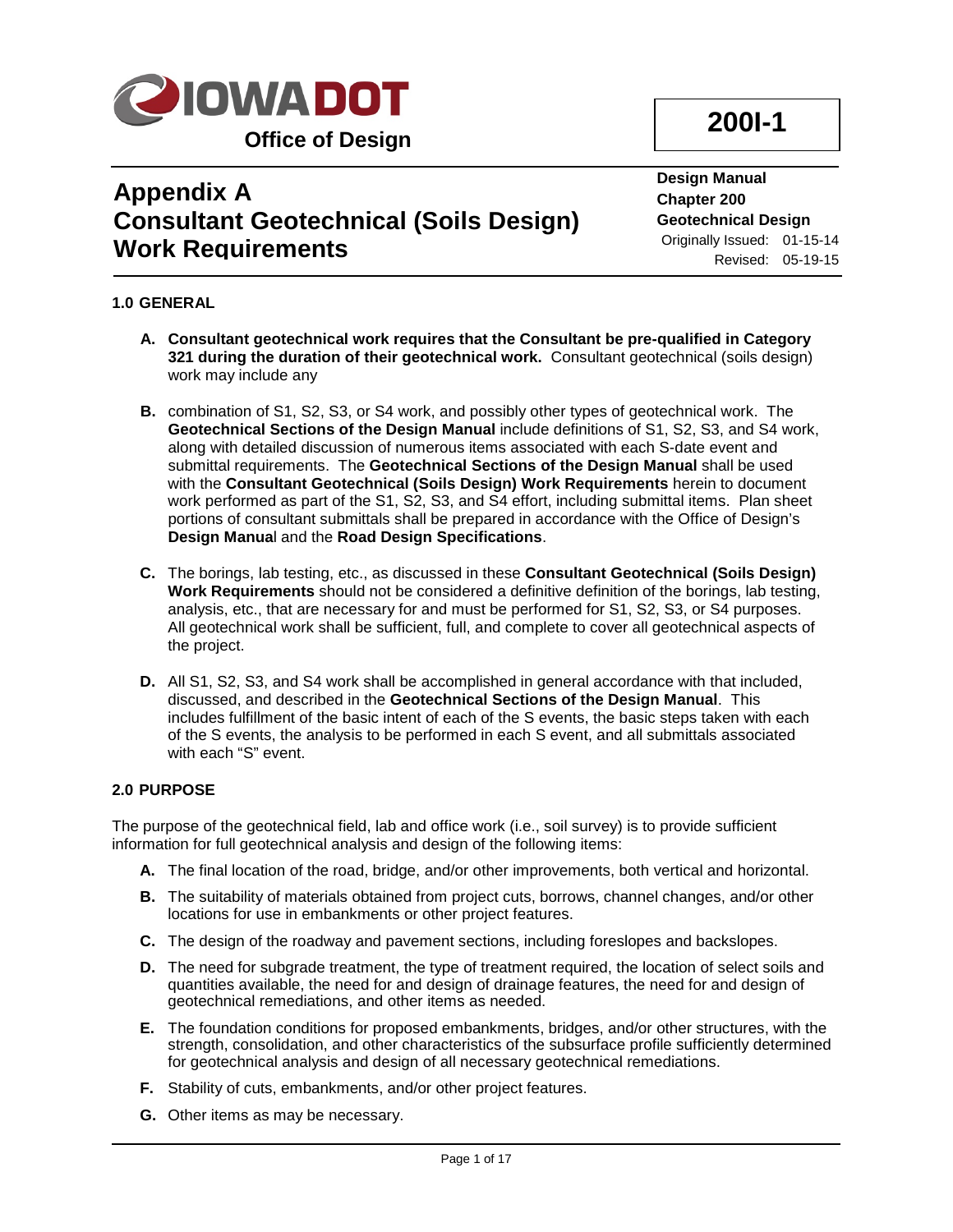IOWA DOT

Office of Design

**200I-1**

# Appendix A
# Consultant Geotechnical (Soils Design) Work Requirements

**Design Manual**
**Chapter 200**
**Geotechnical Design**
Originally Issued: 01-15-14
Revised: 05-19-15

## 1.0 GENERAL

**A.** **Consultant geotechnical work requires that the Consultant be pre-qualified in Category 321 during the duration of their geotechnical work.** Consultant geotechnical (soils design) work may include any

**B.** combination of S1, S2, S3, or S4 work, and possibly other types of geotechnical work. The **Geotechnical Sections of the Design Manual** include definitions of S1, S2, S3, and S4 work, along with detailed discussion of numerous items associated with each S-date event and submittal requirements. The **Geotechnical Sections of the Design Manual** shall be used with the **Consultant Geotechnical (Soils Design) Work Requirements** herein to document work performed as part of the S1, S2, S3, and S4 effort, including submittal items. Plan sheet portions of consultant submittals shall be prepared in accordance with the Office of Design's **Design Manual** and the **Road Design Specifications**.

**C.** The borings, lab testing, etc., as discussed in these **Consultant Geotechnical (Soils Design) Work Requirements** should not be considered a definitive definition of the borings, lab testing, analysis, etc., that are necessary for and must be performed for S1, S2, S3, or S4 purposes. All geotechnical work shall be sufficient, full, and complete to cover all geotechnical aspects of the project.

**D.** All S1, S2, S3, and S4 work shall be accomplished in general accordance with that included, discussed, and described in the **Geotechnical Sections of the Design Manual**. This includes fulfillment of the basic intent of each of the S events, the basic steps taken with each of the S events, the analysis to be performed in each S event, and all submittals associated with each "S" event.

## 2.0 PURPOSE

The purpose of the geotechnical field, lab and office work (i.e., soil survey) is to provide sufficient information for full geotechnical analysis and design of the following items:

**A.** The final location of the road, bridge, and/or other improvements, both vertical and horizontal.

**B.** The suitability of materials obtained from project cuts, borrows, channel changes, and/or other locations for use in embankments or other project features.

**C.** The design of the roadway and pavement sections, including foreslopes and backslopes.

**D.** The need for subgrade treatment, the type of treatment required, the location of select soils and quantities available, the need for and design of drainage features, the need for and design of geotechnical remediations, and other items as needed.

**E.** The foundation conditions for proposed embankments, bridges, and/or other structures, with the strength, consolidation, and other characteristics of the subsurface profile sufficiently determined for geotechnical analysis and design of all necessary geotechnical remediations.

**F.** Stability of cuts, embankments, and/or other project features.

**G.** Other items as may be necessary.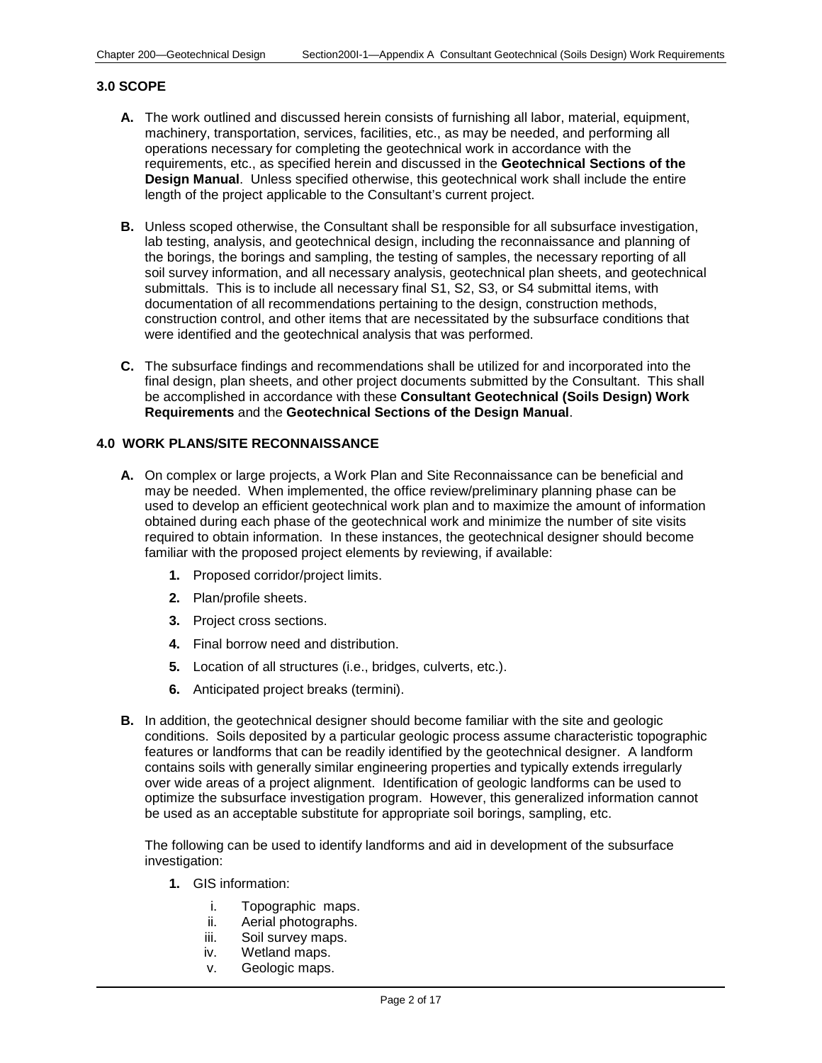### 3.0 SCOPE

**A.** The work outlined and discussed herein consists of furnishing all labor, material, equipment, machinery, transportation, services, facilities, etc., as may be needed, and performing all operations necessary for completing the geotechnical work in accordance with the requirements, etc., as specified herein and discussed in the **Geotechnical Sections of the Design Manual**. Unless specified otherwise, this geotechnical work shall include the entire length of the project applicable to the Consultant's current project.

**B.** Unless scoped otherwise, the Consultant shall be responsible for all subsurface investigation, lab testing, analysis, and geotechnical design, including the reconnaissance and planning of the borings, the borings and sampling, the testing of samples, the necessary reporting of all soil survey information, and all necessary analysis, geotechnical plan sheets, and geotechnical submittals. This is to include all necessary final S1, S2, S3, or S4 submittal items, with documentation of all recommendations pertaining to the design, construction methods, construction control, and other items that are necessitated by the subsurface conditions that were identified and the geotechnical analysis that was performed.

**C.** The subsurface findings and recommendations shall be utilized for and incorporated into the final design, plan sheets, and other project documents submitted by the Consultant. This shall be accomplished in accordance with these **Consultant Geotechnical (Soils Design) Work Requirements** and the **Geotechnical Sections of the Design Manual**.

### 4.0 WORK PLANS/SITE RECONNAISSANCE

**A.** On complex or large projects, a Work Plan and Site Reconnaissance can be beneficial and may be needed. When implemented, the office review/preliminary planning phase can be used to develop an efficient geotechnical work plan and to maximize the amount of information obtained during each phase of the geotechnical work and minimize the number of site visits required to obtain information. In these instances, the geotechnical designer should become familiar with the proposed project elements by reviewing, if available:

1. Proposed corridor/project limits.
2. Plan/profile sheets.
3. Project cross sections.
4. Final borrow need and distribution.
5. Location of all structures (i.e., bridges, culverts, etc.).
6. Anticipated project breaks (termini).

**B.** In addition, the geotechnical designer should become familiar with the site and geologic conditions. Soils deposited by a particular geologic process assume characteristic topographic features or landforms that can be readily identified by the geotechnical designer. A landform contains soils with generally similar engineering properties and typically extends irregularly over wide areas of a project alignment. Identification of geologic landforms can be used to optimize the subsurface investigation program. However, this generalized information cannot be used as an acceptable substitute for appropriate soil borings, sampling, etc.

The following can be used to identify landforms and aid in development of the subsurface investigation:

1. GIS information:
   - i. Topographic maps.
   - ii. Aerial photographs.
   - iii. Soil survey maps.
   - iv. Wetland maps.
   - v. Geologic maps.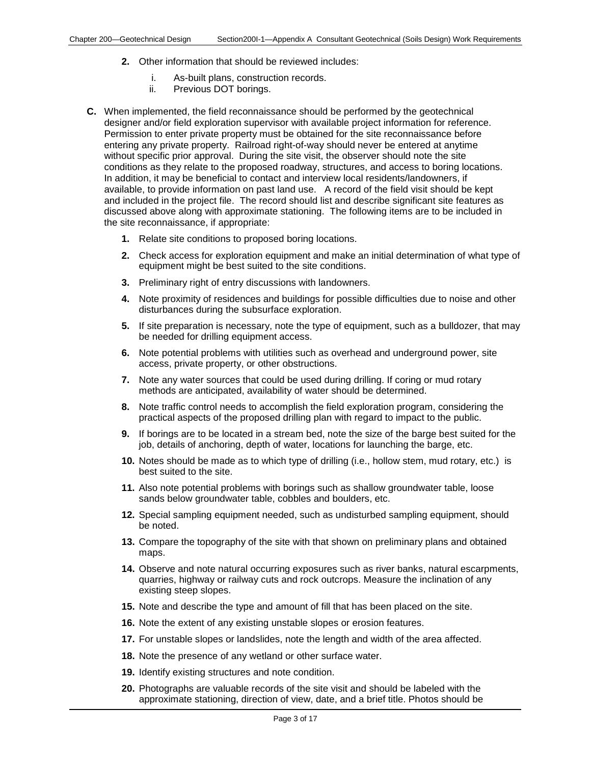**2.** Other information that should be reviewed includes:

   i. As-built plans, construction records.
   ii. Previous DOT borings.

**C.** When implemented, the field reconnaissance should be performed by the geotechnical designer and/or field exploration supervisor with available project information for reference. Permission to enter private property must be obtained for the site reconnaissance before entering any private property. Railroad right-of-way should never be entered at anytime without specific prior approval. During the site visit, the observer should note the site conditions as they relate to the proposed roadway, structures, and access to boring locations. In addition, it may be beneficial to contact and interview local residents/landowners, if available, to provide information on past land use. A record of the field visit should be kept and included in the project file. The record should list and describe significant site features as discussed above along with approximate stationing. The following items are to be included in the site reconnaissance, if appropriate:

**1.** Relate site conditions to proposed boring locations.

**2.** Check access for exploration equipment and make an initial determination of what type of equipment might be best suited to the site conditions.

**3.** Preliminary right of entry discussions with landowners.

**4.** Note proximity of residences and buildings for possible difficulties due to noise and other disturbances during the subsurface exploration.

**5.** If site preparation is necessary, note the type of equipment, such as a bulldozer, that may be needed for drilling equipment access.

**6.** Note potential problems with utilities such as overhead and underground power, site access, private property, or other obstructions.

**7.** Note any water sources that could be used during drilling. If coring or mud rotary methods are anticipated, availability of water should be determined.

**8.** Note traffic control needs to accomplish the field exploration program, considering the practical aspects of the proposed drilling plan with regard to impact to the public.

**9.** If borings are to be located in a stream bed, note the size of the barge best suited for the job, details of anchoring, depth of water, locations for launching the barge, etc.

**10.** Notes should be made as to which type of drilling (i.e., hollow stem, mud rotary, etc.) is best suited to the site.

**11.** Also note potential problems with borings such as shallow groundwater table, loose sands below groundwater table, cobbles and boulders, etc.

**12.** Special sampling equipment needed, such as undisturbed sampling equipment, should be noted.

**13.** Compare the topography of the site with that shown on preliminary plans and obtained maps.

**14.** Observe and note natural occurring exposures such as river banks, natural escarpments, quarries, highway or railway cuts and rock outcrops. Measure the inclination of any existing steep slopes.

**15.** Note and describe the type and amount of fill that has been placed on the site.

**16.** Note the extent of any existing unstable slopes or erosion features.

**17.** For unstable slopes or landslides, note the length and width of the area affected.

**18.** Note the presence of any wetland or other surface water.

**19.** Identify existing structures and note condition.

**20.** Photographs are valuable records of the site visit and should be labeled with the approximate stationing, direction of view, date, and a brief title. Photos should be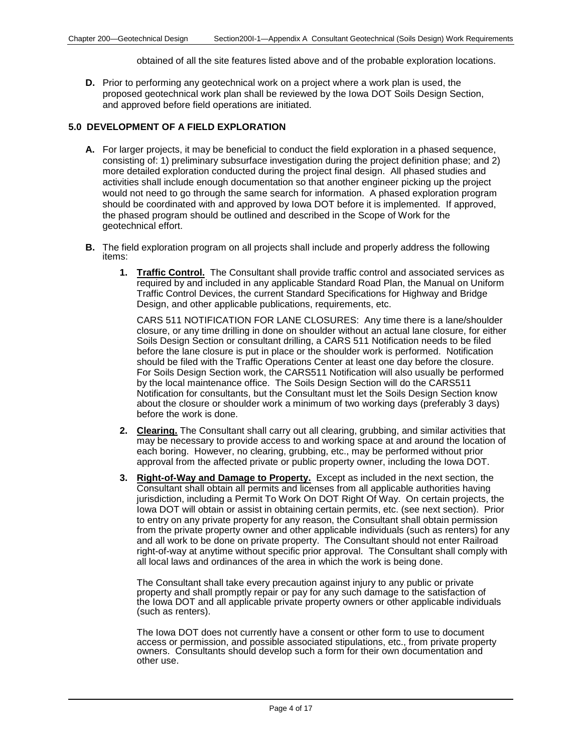obtained of all the site features listed above and of the probable exploration locations.

**D.** Prior to performing any geotechnical work on a project where a work plan is used, the proposed geotechnical work plan shall be reviewed by the Iowa DOT Soils Design Section, and approved before field operations are initiated.

## 5.0 DEVELOPMENT OF A FIELD EXPLORATION

**A.** For larger projects, it may be beneficial to conduct the field exploration in a phased sequence, consisting of: 1) preliminary subsurface investigation during the project definition phase; and 2) more detailed exploration conducted during the project final design. All phased studies and activities shall include enough documentation so that another engineer picking up the project would not need to go through the same search for information. A phased exploration program should be coordinated with and approved by Iowa DOT before it is implemented. If approved, the phased program should be outlined and described in the Scope of Work for the geotechnical effort.

**B.** The field exploration program on all projects shall include and properly address the following items:

1. **Traffic Control.** The Consultant shall provide traffic control and associated services as required by and included in any applicable Standard Road Plan, the Manual on Uniform Traffic Control Devices, the current Standard Specifications for Highway and Bridge Design, and other applicable publications, requirements, etc.

   CARS 511 NOTIFICATION FOR LANE CLOSURES: Any time there is a lane/shoulder closure, or any time drilling in done on shoulder without an actual lane closure, for either Soils Design Section or consultant drilling, a CARS 511 Notification needs to be filed before the lane closure is put in place or the shoulder work is performed. Notification should be filed with the Traffic Operations Center at least one day before the closure. For Soils Design Section work, the CARS511 Notification will also usually be performed by the local maintenance office. The Soils Design Section will do the CARS511 Notification for consultants, but the Consultant must let the Soils Design Section know about the closure or shoulder work a minimum of two working days (preferably 3 days) before the work is done.

2. **Clearing.** The Consultant shall carry out all clearing, grubbing, and similar activities that may be necessary to provide access to and working space at and around the location of each boring. However, no clearing, grubbing, etc., may be performed without prior approval from the affected private or public property owner, including the Iowa DOT.

3. **Right-of-Way and Damage to Property.** Except as included in the next section, the Consultant shall obtain all permits and licenses from all applicable authorities having jurisdiction, including a Permit To Work On DOT Right Of Way. On certain projects, the Iowa DOT will obtain or assist in obtaining certain permits, etc. (see next section). Prior to entry on any private property for any reason, the Consultant shall obtain permission from the private property owner and other applicable individuals (such as renters) for any and all work to be done on private property. The Consultant should not enter Railroad right-of-way at anytime without specific prior approval. The Consultant shall comply with all local laws and ordinances of the area in which the work is being done.

   The Consultant shall take every precaution against injury to any public or private property and shall promptly repair or pay for any such damage to the satisfaction of the Iowa DOT and all applicable private property owners or other applicable individuals (such as renters).

   The Iowa DOT does not currently have a consent or other form to use to document access or permission, and possible associated stipulations, etc., from private property owners. Consultants should develop such a form for their own documentation and other use.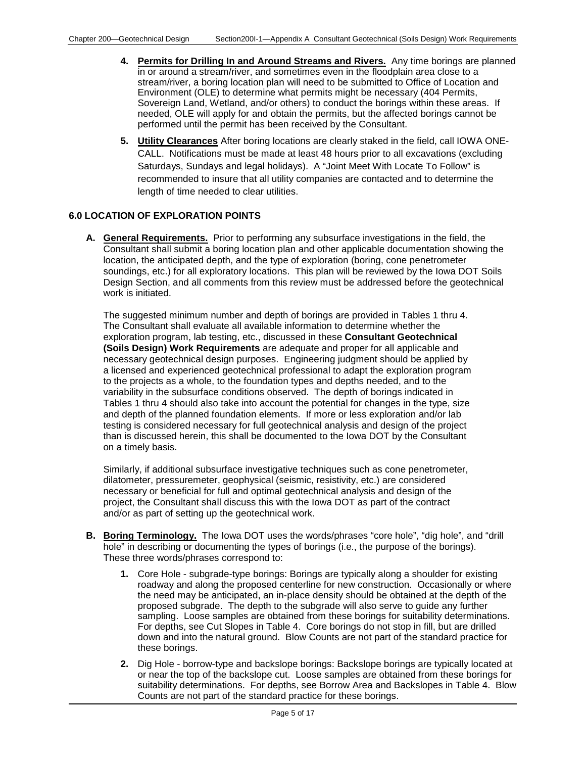4. **Permits for Drilling In and Around Streams and Rivers.** Any time borings are planned in or around a stream/river, and sometimes even in the floodplain area close to a stream/river, a boring location plan will need to be submitted to Office of Location and Environment (OLE) to determine what permits might be necessary (404 Permits, Sovereign Land, Wetland, and/or others) to conduct the borings within these areas. If needed, OLE will apply for and obtain the permits, but the affected borings cannot be performed until the permit has been received by the Consultant.

5. **Utility Clearances** After boring locations are clearly staked in the field, call IOWA ONE-CALL. Notifications must be made at least 48 hours prior to all excavations (excluding Saturdays, Sundays and legal holidays). A "Joint Meet With Locate To Follow" is recommended to insure that all utility companies are contacted and to determine the length of time needed to clear utilities.

## 6.0 LOCATION OF EXPLORATION POINTS

**A. General Requirements.** Prior to performing any subsurface investigations in the field, the Consultant shall submit a boring location plan and other applicable documentation showing the location, the anticipated depth, and the type of exploration (boring, cone penetrometer soundings, etc.) for all exploratory locations. This plan will be reviewed by the Iowa DOT Soils Design Section, and all comments from this review must be addressed before the geotechnical work is initiated.

The suggested minimum number and depth of borings are provided in Tables 1 thru 4. The Consultant shall evaluate all available information to determine whether the exploration program, lab testing, etc., discussed in these **Consultant Geotechnical (Soils Design) Work Requirements** are adequate and proper for all applicable and necessary geotechnical design purposes. Engineering judgment should be applied by a licensed and experienced geotechnical professional to adapt the exploration program to the projects as a whole, to the foundation types and depths needed, and to the variability in the subsurface conditions observed. The depth of borings indicated in Tables 1 thru 4 should also take into account the potential for changes in the type, size and depth of the planned foundation elements. If more or less exploration and/or lab testing is considered necessary for full geotechnical analysis and design of the project than is discussed herein, this shall be documented to the Iowa DOT by the Consultant on a timely basis.

Similarly, if additional subsurface investigative techniques such as cone penetrometer, dilatometer, pressuremeter, geophysical (seismic, resistivity, etc.) are considered necessary or beneficial for full and optimal geotechnical analysis and design of the project, the Consultant shall discuss this with the Iowa DOT as part of the contract and/or as part of setting up the geotechnical work.

**B. Boring Terminology.** The Iowa DOT uses the words/phrases "core hole", "dig hole", and "drill hole" in describing or documenting the types of borings (i.e., the purpose of the borings). These three words/phrases correspond to:

1. Core Hole - subgrade-type borings: Borings are typically along a shoulder for existing roadway and along the proposed centerline for new construction. Occasionally or where the need may be anticipated, an in-place density should be obtained at the depth of the proposed subgrade. The depth to the subgrade will also serve to guide any further sampling. Loose samples are obtained from these borings for suitability determinations. For depths, see Cut Slopes in Table 4. Core borings do not stop in fill, but are drilled down and into the natural ground. Blow Counts are not part of the standard practice for these borings.

2. Dig Hole - borrow-type and backslope borings: Backslope borings are typically located at or near the top of the backslope cut. Loose samples are obtained from these borings for suitability determinations. For depths, see Borrow Area and Backslopes in Table 4. Blow Counts are not part of the standard practice for these borings.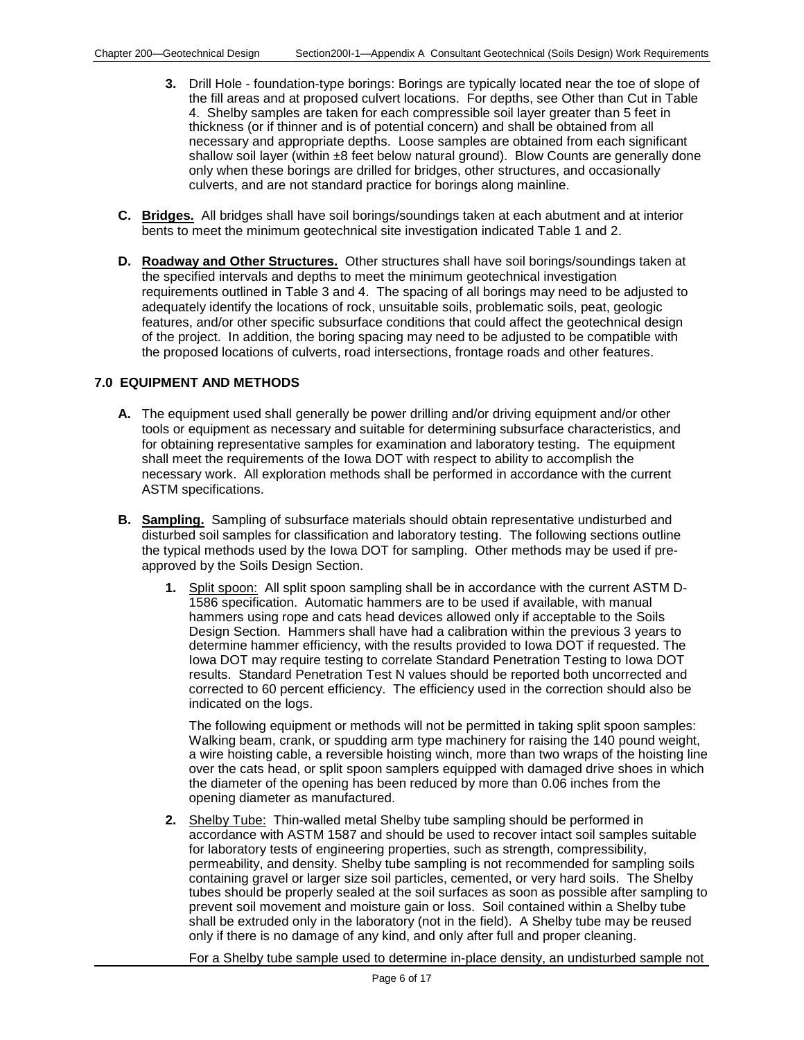3. Drill Hole - foundation-type borings: Borings are typically located near the toe of slope of the fill areas and at proposed culvert locations. For depths, see Other than Cut in Table 4. Shelby samples are taken for each compressible soil layer greater than 5 feet in thickness (or if thinner and is of potential concern) and shall be obtained from all necessary and appropriate depths. Loose samples are obtained from each significant shallow soil layer (within ±8 feet below natural ground). Blow Counts are generally done only when these borings are drilled for bridges, other structures, and occasionally culverts, and are not standard practice for borings along mainline.

**C. Bridges.** All bridges shall have soil borings/soundings taken at each abutment and at interior bents to meet the minimum geotechnical site investigation indicated Table 1 and 2.

**D. Roadway and Other Structures.** Other structures shall have soil borings/soundings taken at the specified intervals and depths to meet the minimum geotechnical investigation requirements outlined in Table 3 and 4. The spacing of all borings may need to be adjusted to adequately identify the locations of rock, unsuitable soils, problematic soils, peat, geologic features, and/or other specific subsurface conditions that could affect the geotechnical design of the project. In addition, the boring spacing may need to be adjusted to be compatible with the proposed locations of culverts, road intersections, frontage roads and other features.

## 7.0 EQUIPMENT AND METHODS

**A.** The equipment used shall generally be power drilling and/or driving equipment and/or other tools or equipment as necessary and suitable for determining subsurface characteristics, and for obtaining representative samples for examination and laboratory testing. The equipment shall meet the requirements of the Iowa DOT with respect to ability to accomplish the necessary work. All exploration methods shall be performed in accordance with the current ASTM specifications.

**B. Sampling.** Sampling of subsurface materials should obtain representative undisturbed and disturbed soil samples for classification and laboratory testing. The following sections outline the typical methods used by the Iowa DOT for sampling. Other methods may be used if pre-approved by the Soils Design Section.

1. Split spoon: All split spoon sampling shall be in accordance with the current ASTM D-1586 specification. Automatic hammers are to be used if available, with manual hammers using rope and cats head devices allowed only if acceptable to the Soils Design Section. Hammers shall have had a calibration within the previous 3 years to determine hammer efficiency, with the results provided to Iowa DOT if requested. The Iowa DOT may require testing to correlate Standard Penetration Testing to Iowa DOT results. Standard Penetration Test N values should be reported both uncorrected and corrected to 60 percent efficiency. The efficiency used in the correction should also be indicated on the logs.

   The following equipment or methods will not be permitted in taking split spoon samples: Walking beam, crank, or spudding arm type machinery for raising the 140 pound weight, a wire hoisting cable, a reversible hoisting winch, more than two wraps of the hoisting line over the cats head, or split spoon samplers equipped with damaged drive shoes in which the diameter of the opening has been reduced by more than 0.06 inches from the opening diameter as manufactured.

2. Shelby Tube: Thin-walled metal Shelby tube sampling should be performed in accordance with ASTM 1587 and should be used to recover intact soil samples suitable for laboratory tests of engineering properties, such as strength, compressibility, permeability, and density. Shelby tube sampling is not recommended for sampling soils containing gravel or larger size soil particles, cemented, or very hard soils. The Shelby tubes should be properly sealed at the soil surfaces as soon as possible after sampling to prevent soil movement and moisture gain or loss. Soil contained within a Shelby tube shall be extruded only in the laboratory (not in the field). A Shelby tube may be reused only if there is no damage of any kind, and only after full and proper cleaning.

   For a Shelby tube sample used to determine in-place density, an undisturbed sample not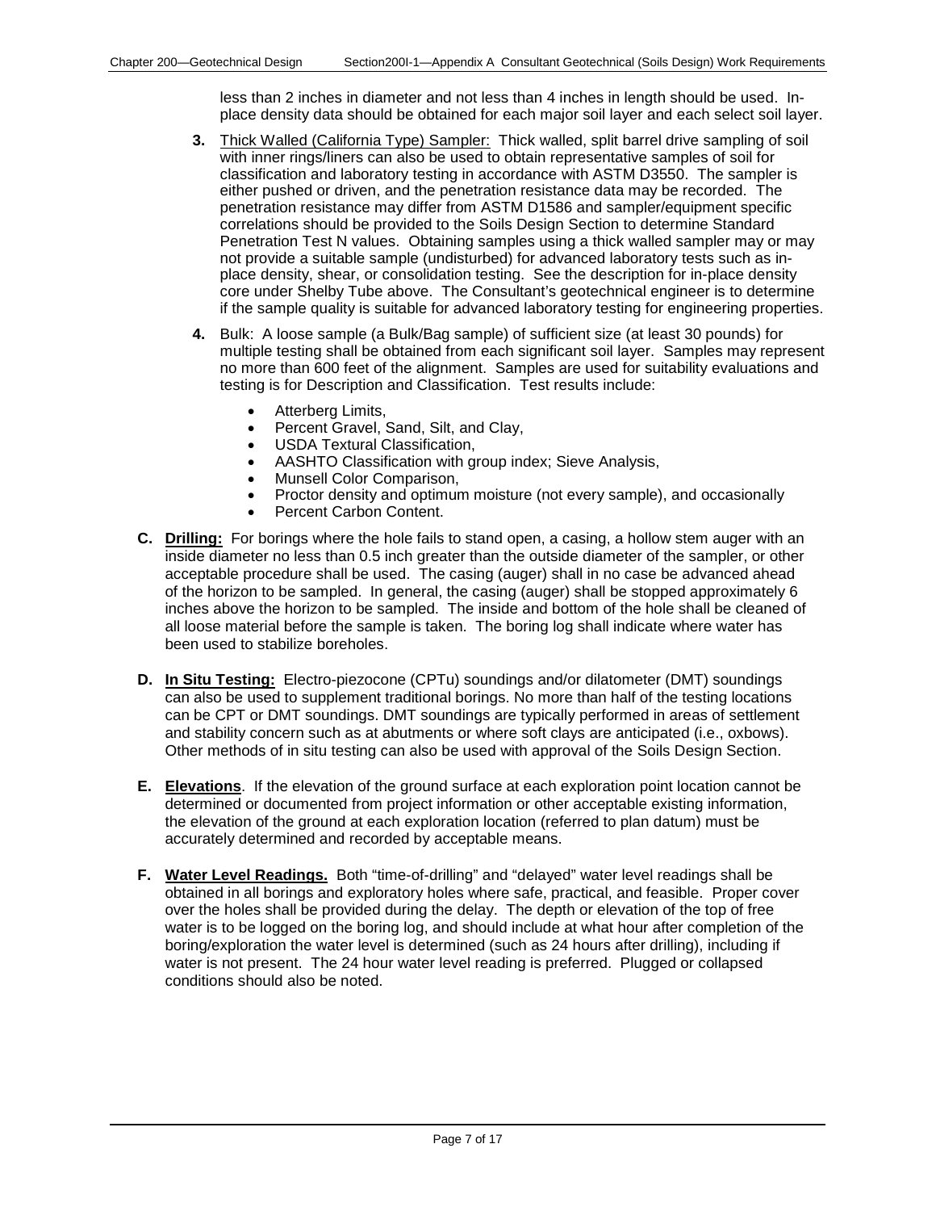less than 2 inches in diameter and not less than 4 inches in length should be used. In-place density data should be obtained for each major soil layer and each select soil layer.

**3.** Thick Walled (California Type) Sampler: Thick walled, split barrel drive sampling of soil with inner rings/liners can also be used to obtain representative samples of soil for classification and laboratory testing in accordance with ASTM D3550. The sampler is either pushed or driven, and the penetration resistance data may be recorded. The penetration resistance may differ from ASTM D1586 and sampler/equipment specific correlations should be provided to the Soils Design Section to determine Standard Penetration Test N values. Obtaining samples using a thick walled sampler may or may not provide a suitable sample (undisturbed) for advanced laboratory tests such as in-place density, shear, or consolidation testing. See the description for in-place density core under Shelby Tube above. The Consultant's geotechnical engineer is to determine if the sample quality is suitable for advanced laboratory testing for engineering properties.

**4.** Bulk: A loose sample (a Bulk/Bag sample) of sufficient size (at least 30 pounds) for multiple testing shall be obtained from each significant soil layer. Samples may represent no more than 600 feet of the alignment. Samples are used for suitability evaluations and testing is for Description and Classification. Test results include:

- Atterberg Limits,
- Percent Gravel, Sand, Silt, and Clay,
- USDA Textural Classification,
- AASHTO Classification with group index; Sieve Analysis,
- Munsell Color Comparison,
- Proctor density and optimum moisture (not every sample), and occasionally
- Percent Carbon Content.

**C. Drilling:** For borings where the hole fails to stand open, a casing, a hollow stem auger with an inside diameter no less than 0.5 inch greater than the outside diameter of the sampler, or other acceptable procedure shall be used. The casing (auger) shall in no case be advanced ahead of the horizon to be sampled. In general, the casing (auger) shall be stopped approximately 6 inches above the horizon to be sampled. The inside and bottom of the hole shall be cleaned of all loose material before the sample is taken. The boring log shall indicate where water has been used to stabilize boreholes.

**D. In Situ Testing:** Electro-piezocone (CPTu) soundings and/or dilatometer (DMT) soundings can also be used to supplement traditional borings. No more than half of the testing locations can be CPT or DMT soundings. DMT soundings are typically performed in areas of settlement and stability concern such as at abutments or where soft clays are anticipated (i.e., oxbows). Other methods of in situ testing can also be used with approval of the Soils Design Section.

**E. Elevations**. If the elevation of the ground surface at each exploration point location cannot be determined or documented from project information or other acceptable existing information, the elevation of the ground at each exploration location (referred to plan datum) must be accurately determined and recorded by acceptable means.

**F. Water Level Readings.** Both "time-of-drilling" and "delayed" water level readings shall be obtained in all borings and exploratory holes where safe, practical, and feasible. Proper cover over the holes shall be provided during the delay. The depth or elevation of the top of free water is to be logged on the boring log, and should include at what hour after completion of the boring/exploration the water level is determined (such as 24 hours after drilling), including if water is not present. The 24 hour water level reading is preferred. Plugged or collapsed conditions should also be noted.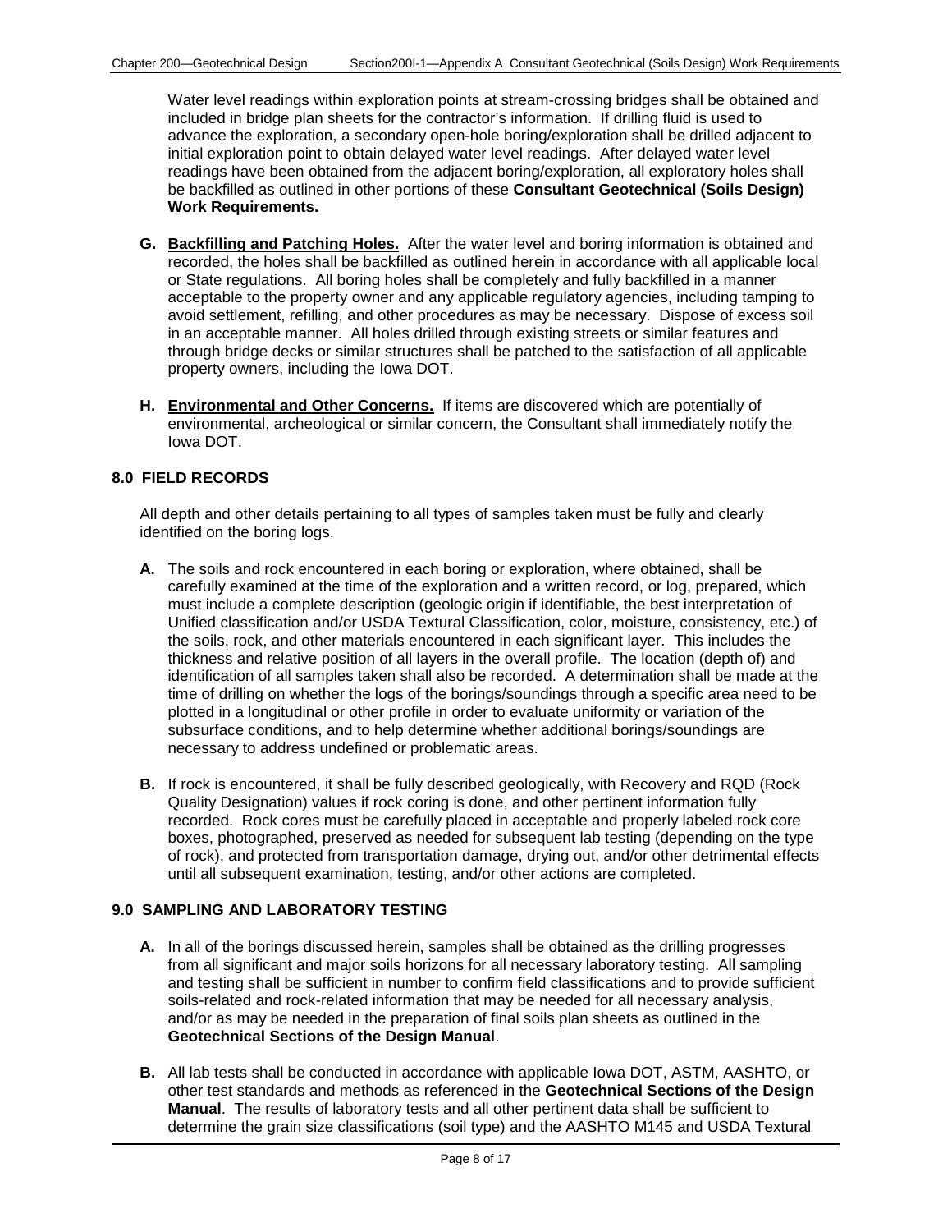Water level readings within exploration points at stream-crossing bridges shall be obtained and included in bridge plan sheets for the contractor's information. If drilling fluid is used to advance the exploration, a secondary open-hole boring/exploration shall be drilled adjacent to initial exploration point to obtain delayed water level readings. After delayed water level readings have been obtained from the adjacent boring/exploration, all exploratory holes shall be backfilled as outlined in other portions of these **Consultant Geotechnical (Soils Design) Work Requirements.**

**G.** **Backfilling and Patching Holes.** After the water level and boring information is obtained and recorded, the holes shall be backfilled as outlined herein in accordance with all applicable local or State regulations. All boring holes shall be completely and fully backfilled in a manner acceptable to the property owner and any applicable regulatory agencies, including tamping to avoid settlement, refilling, and other procedures as may be necessary. Dispose of excess soil in an acceptable manner. All holes drilled through existing streets or similar features and through bridge decks or similar structures shall be patched to the satisfaction of all applicable property owners, including the Iowa DOT.

**H.** **Environmental and Other Concerns.** If items are discovered which are potentially of environmental, archeological or similar concern, the Consultant shall immediately notify the Iowa DOT.

## 8.0 FIELD RECORDS

All depth and other details pertaining to all types of samples taken must be fully and clearly identified on the boring logs.

**A.** The soils and rock encountered in each boring or exploration, where obtained, shall be carefully examined at the time of the exploration and a written record, or log, prepared, which must include a complete description (geologic origin if identifiable, the best interpretation of Unified classification and/or USDA Textural Classification, color, moisture, consistency, etc.) of the soils, rock, and other materials encountered in each significant layer. This includes the thickness and relative position of all layers in the overall profile. The location (depth of) and identification of all samples taken shall also be recorded. A determination shall be made at the time of drilling on whether the logs of the borings/soundings through a specific area need to be plotted in a longitudinal or other profile in order to evaluate uniformity or variation of the subsurface conditions, and to help determine whether additional borings/soundings are necessary to address undefined or problematic areas.

**B.** If rock is encountered, it shall be fully described geologically, with Recovery and RQD (Rock Quality Designation) values if rock coring is done, and other pertinent information fully recorded. Rock cores must be carefully placed in acceptable and properly labeled rock core boxes, photographed, preserved as needed for subsequent lab testing (depending on the type of rock), and protected from transportation damage, drying out, and/or other detrimental effects until all subsequent examination, testing, and/or other actions are completed.

## 9.0 SAMPLING AND LABORATORY TESTING

**A.** In all of the borings discussed herein, samples shall be obtained as the drilling progresses from all significant and major soils horizons for all necessary laboratory testing. All sampling and testing shall be sufficient in number to confirm field classifications and to provide sufficient soils-related and rock-related information that may be needed for all necessary analysis, and/or as may be needed in the preparation of final soils plan sheets as outlined in the **Geotechnical Sections of the Design Manual**.

**B.** All lab tests shall be conducted in accordance with applicable Iowa DOT, ASTM, AASHTO, or other test standards and methods as referenced in the **Geotechnical Sections of the Design Manual**. The results of laboratory tests and all other pertinent data shall be sufficient to determine the grain size classifications (soil type) and the AASHTO M145 and USDA Textural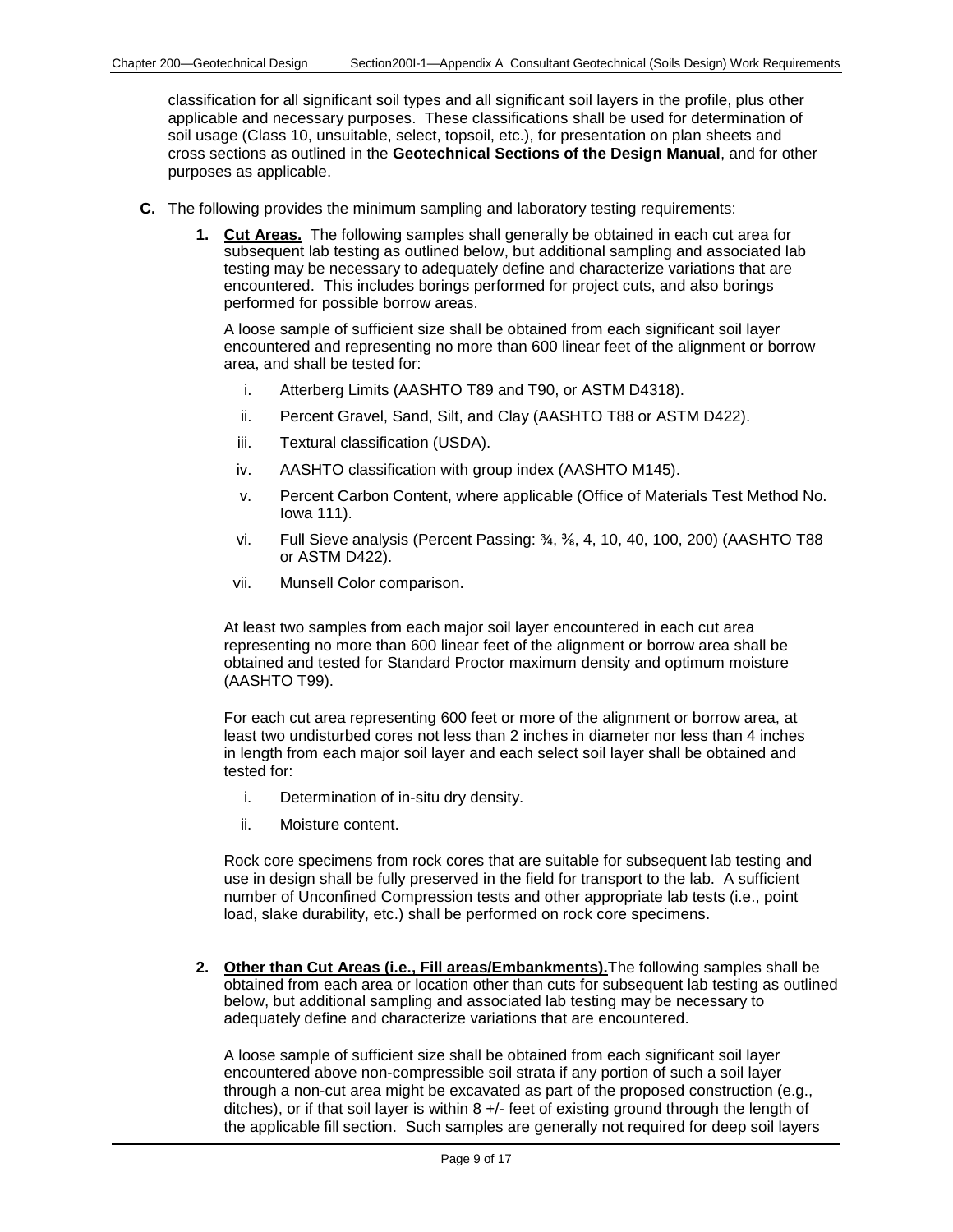classification for all significant soil types and all significant soil layers in the profile, plus other applicable and necessary purposes. These classifications shall be used for determination of soil usage (Class 10, unsuitable, select, topsoil, etc.), for presentation on plan sheets and cross sections as outlined in the **Geotechnical Sections of the Design Manual**, and for other purposes as applicable.

**C.** The following provides the minimum sampling and laboratory testing requirements:

**1. Cut Areas.** The following samples shall generally be obtained in each cut area for subsequent lab testing as outlined below, but additional sampling and associated lab testing may be necessary to adequately define and characterize variations that are encountered. This includes borings performed for project cuts, and also borings performed for possible borrow areas.

A loose sample of sufficient size shall be obtained from each significant soil layer encountered and representing no more than 600 linear feet of the alignment or borrow area, and shall be tested for:

i. Atterberg Limits (AASHTO T89 and T90, or ASTM D4318).

ii. Percent Gravel, Sand, Silt, and Clay (AASHTO T88 or ASTM D422).

iii. Textural classification (USDA).

iv. AASHTO classification with group index (AASHTO M145).

v. Percent Carbon Content, where applicable (Office of Materials Test Method No. Iowa 111).

vi. Full Sieve analysis (Percent Passing: ¾, ⅜, 4, 10, 40, 100, 200) (AASHTO T88 or ASTM D422).

vii. Munsell Color comparison.

At least two samples from each major soil layer encountered in each cut area representing no more than 600 linear feet of the alignment or borrow area shall be obtained and tested for Standard Proctor maximum density and optimum moisture (AASHTO T99).

For each cut area representing 600 feet or more of the alignment or borrow area, at least two undisturbed cores not less than 2 inches in diameter nor less than 4 inches in length from each major soil layer and each select soil layer shall be obtained and tested for:

i. Determination of in-situ dry density.

ii. Moisture content.

Rock core specimens from rock cores that are suitable for subsequent lab testing and use in design shall be fully preserved in the field for transport to the lab. A sufficient number of Unconfined Compression tests and other appropriate lab tests (i.e., point load, slake durability, etc.) shall be performed on rock core specimens.

**2. Other than Cut Areas (i.e., Fill areas/Embankments).** The following samples shall be obtained from each area or location other than cuts for subsequent lab testing as outlined below, but additional sampling and associated lab testing may be necessary to adequately define and characterize variations that are encountered.

A loose sample of sufficient size shall be obtained from each significant soil layer encountered above non-compressible soil strata if any portion of such a soil layer through a non-cut area might be excavated as part of the proposed construction (e.g., ditches), or if that soil layer is within 8 +/- feet of existing ground through the length of the applicable fill section. Such samples are generally not required for deep soil layers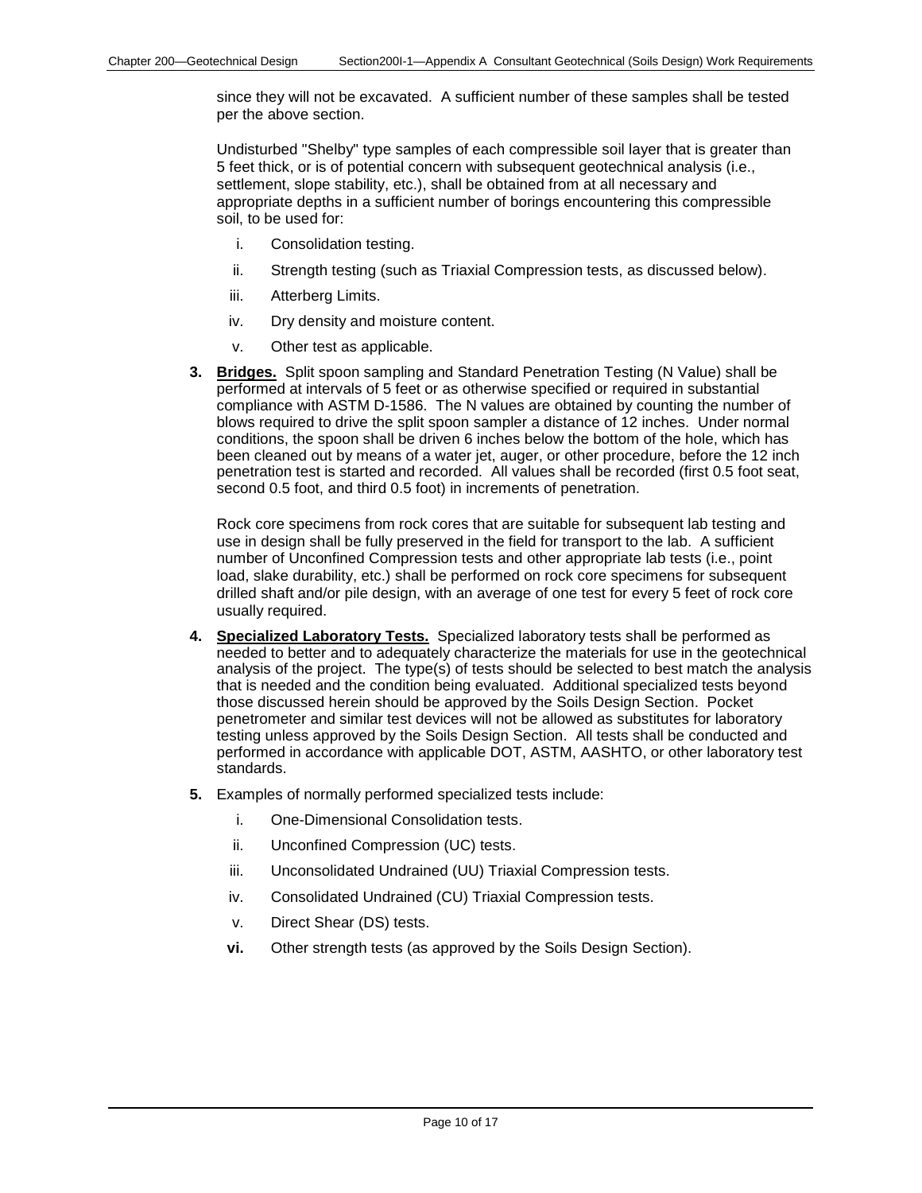since they will not be excavated. A sufficient number of these samples shall be tested per the above section.

Undisturbed "Shelby" type samples of each compressible soil layer that is greater than 5 feet thick, or is of potential concern with subsequent geotechnical analysis (i.e., settlement, slope stability, etc.), shall be obtained from at all necessary and appropriate depths in a sufficient number of borings encountering this compressible soil, to be used for:

i. Consolidation testing.

ii. Strength testing (such as Triaxial Compression tests, as discussed below).

iii. Atterberg Limits.

iv. Dry density and moisture content.

v. Other test as applicable.

**3. Bridges.** Split spoon sampling and Standard Penetration Testing (N Value) shall be performed at intervals of 5 feet or as otherwise specified or required in substantial compliance with ASTM D-1586. The N values are obtained by counting the number of blows required to drive the split spoon sampler a distance of 12 inches. Under normal conditions, the spoon shall be driven 6 inches below the bottom of the hole, which has been cleaned out by means of a water jet, auger, or other procedure, before the 12 inch penetration test is started and recorded. All values shall be recorded (first 0.5 foot seat, second 0.5 foot, and third 0.5 foot) in increments of penetration.

Rock core specimens from rock cores that are suitable for subsequent lab testing and use in design shall be fully preserved in the field for transport to the lab. A sufficient number of Unconfined Compression tests and other appropriate lab tests (i.e., point load, slake durability, etc.) shall be performed on rock core specimens for subsequent drilled shaft and/or pile design, with an average of one test for every 5 feet of rock core usually required.

**4. Specialized Laboratory Tests.** Specialized laboratory tests shall be performed as needed to better and to adequately characterize the materials for use in the geotechnical analysis of the project. The type(s) of tests should be selected to best match the analysis that is needed and the condition being evaluated. Additional specialized tests beyond those discussed herein should be approved by the Soils Design Section. Pocket penetrometer and similar test devices will not be allowed as substitutes for laboratory testing unless approved by the Soils Design Section. All tests shall be conducted and performed in accordance with applicable DOT, ASTM, AASHTO, or other laboratory test standards.

**5.** Examples of normally performed specialized tests include:

i. One-Dimensional Consolidation tests.

ii. Unconfined Compression (UC) tests.

iii. Unconsolidated Undrained (UU) Triaxial Compression tests.

iv. Consolidated Undrained (CU) Triaxial Compression tests.

v. Direct Shear (DS) tests.

**vi.** Other strength tests (as approved by the Soils Design Section).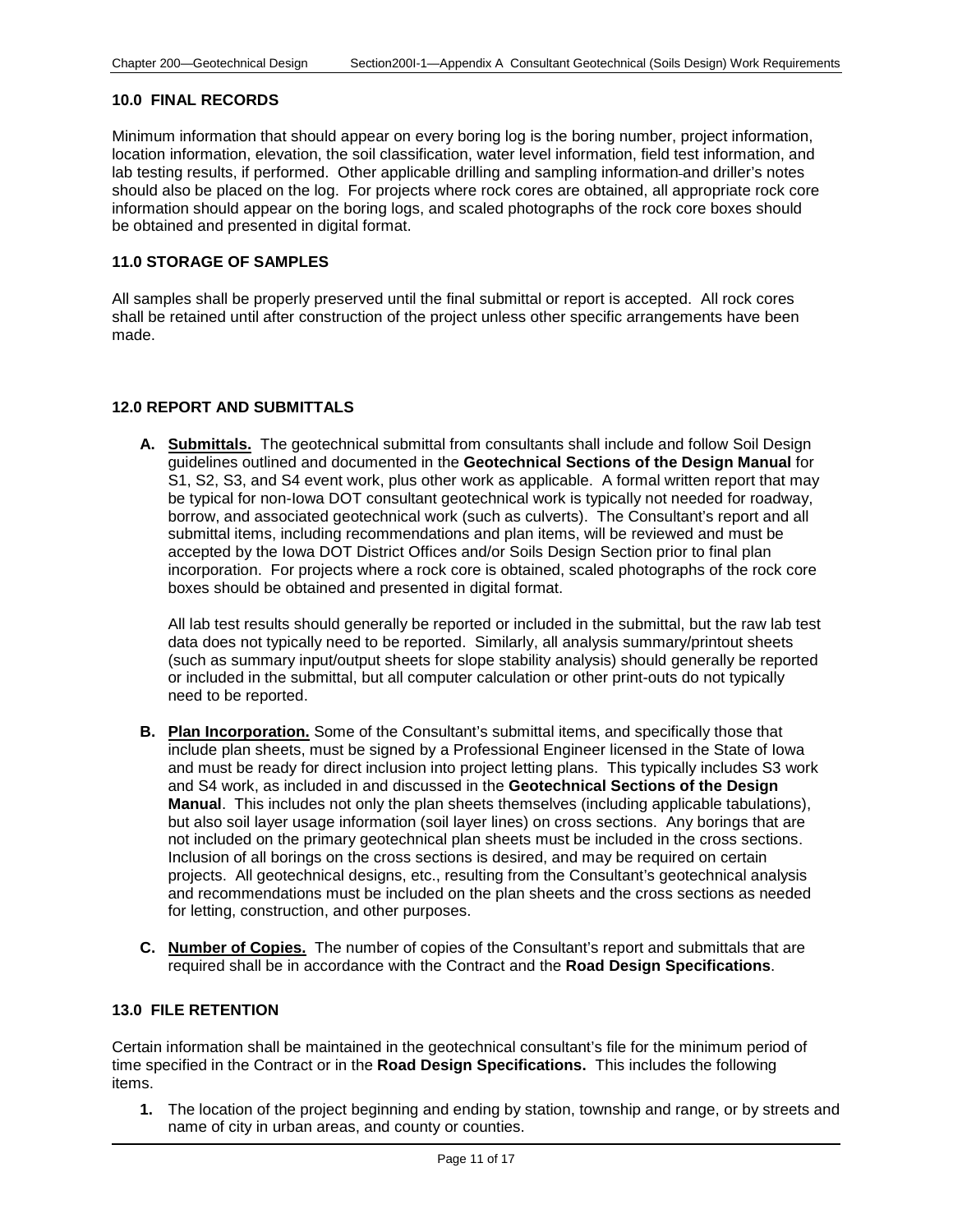## 10.0 FINAL RECORDS

Minimum information that should appear on every boring log is the boring number, project information, location information, elevation, the soil classification, water level information, field test information, and lab testing results, if performed. Other applicable drilling and sampling information and driller's notes should also be placed on the log. For projects where rock cores are obtained, all appropriate rock core information should appear on the boring logs, and scaled photographs of the rock core boxes should be obtained and presented in digital format.

## 11.0 STORAGE OF SAMPLES

All samples shall be properly preserved until the final submittal or report is accepted. All rock cores shall be retained until after construction of the project unless other specific arrangements have been made.

## 12.0 REPORT AND SUBMITTALS

**A. Submittals.** The geotechnical submittal from consultants shall include and follow Soil Design guidelines outlined and documented in the **Geotechnical Sections of the Design Manual** for S1, S2, S3, and S4 event work, plus other work as applicable. A formal written report that may be typical for non-Iowa DOT consultant geotechnical work is typically not needed for roadway, borrow, and associated geotechnical work (such as culverts). The Consultant's report and all submittal items, including recommendations and plan items, will be reviewed and must be accepted by the Iowa DOT District Offices and/or Soils Design Section prior to final plan incorporation. For projects where a rock core is obtained, scaled photographs of the rock core boxes should be obtained and presented in digital format.

All lab test results should generally be reported or included in the submittal, but the raw lab test data does not typically need to be reported. Similarly, all analysis summary/printout sheets (such as summary input/output sheets for slope stability analysis) should generally be reported or included in the submittal, but all computer calculation or other print-outs do not typically need to be reported.

**B. Plan Incorporation.** Some of the Consultant's submittal items, and specifically those that include plan sheets, must be signed by a Professional Engineer licensed in the State of Iowa and must be ready for direct inclusion into project letting plans. This typically includes S3 work and S4 work, as included in and discussed in the **Geotechnical Sections of the Design Manual**. This includes not only the plan sheets themselves (including applicable tabulations), but also soil layer usage information (soil layer lines) on cross sections. Any borings that are not included on the primary geotechnical plan sheets must be included in the cross sections. Inclusion of all borings on the cross sections is desired, and may be required on certain projects. All geotechnical designs, etc., resulting from the Consultant's geotechnical analysis and recommendations must be included on the plan sheets and the cross sections as needed for letting, construction, and other purposes.

**C. Number of Copies.** The number of copies of the Consultant's report and submittals that are required shall be in accordance with the Contract and the **Road Design Specifications**.

## 13.0 FILE RETENTION

Certain information shall be maintained in the geotechnical consultant's file for the minimum period of time specified in the Contract or in the **Road Design Specifications.** This includes the following items.

1. The location of the project beginning and ending by station, township and range, or by streets and name of city in urban areas, and county or counties.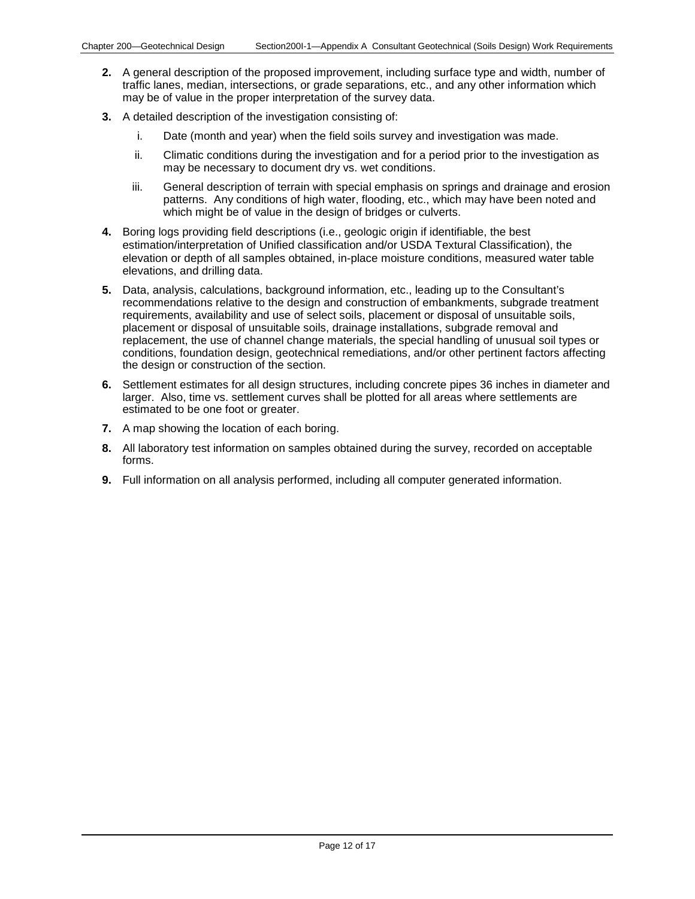2. A general description of the proposed improvement, including surface type and width, number of traffic lanes, median, intersections, or grade separations, etc., and any other information which may be of value in the proper interpretation of the survey data.

3. A detailed description of the investigation consisting of:

   i. Date (month and year) when the field soils survey and investigation was made.

   ii. Climatic conditions during the investigation and for a period prior to the investigation as may be necessary to document dry vs. wet conditions.

   iii. General description of terrain with special emphasis on springs and drainage and erosion patterns. Any conditions of high water, flooding, etc., which may have been noted and which might be of value in the design of bridges or culverts.

4. Boring logs providing field descriptions (i.e., geologic origin if identifiable, the best estimation/interpretation of Unified classification and/or USDA Textural Classification), the elevation or depth of all samples obtained, in-place moisture conditions, measured water table elevations, and drilling data.

5. Data, analysis, calculations, background information, etc., leading up to the Consultant's recommendations relative to the design and construction of embankments, subgrade treatment requirements, availability and use of select soils, placement or disposal of unsuitable soils, placement or disposal of unsuitable soils, drainage installations, subgrade removal and replacement, the use of channel change materials, the special handling of unusual soil types or conditions, foundation design, geotechnical remediations, and/or other pertinent factors affecting the design or construction of the section.

6. Settlement estimates for all design structures, including concrete pipes 36 inches in diameter and larger. Also, time vs. settlement curves shall be plotted for all areas where settlements are estimated to be one foot or greater.

7. A map showing the location of each boring.

8. All laboratory test information on samples obtained during the survey, recorded on acceptable forms.

9. Full information on all analysis performed, including all computer generated information.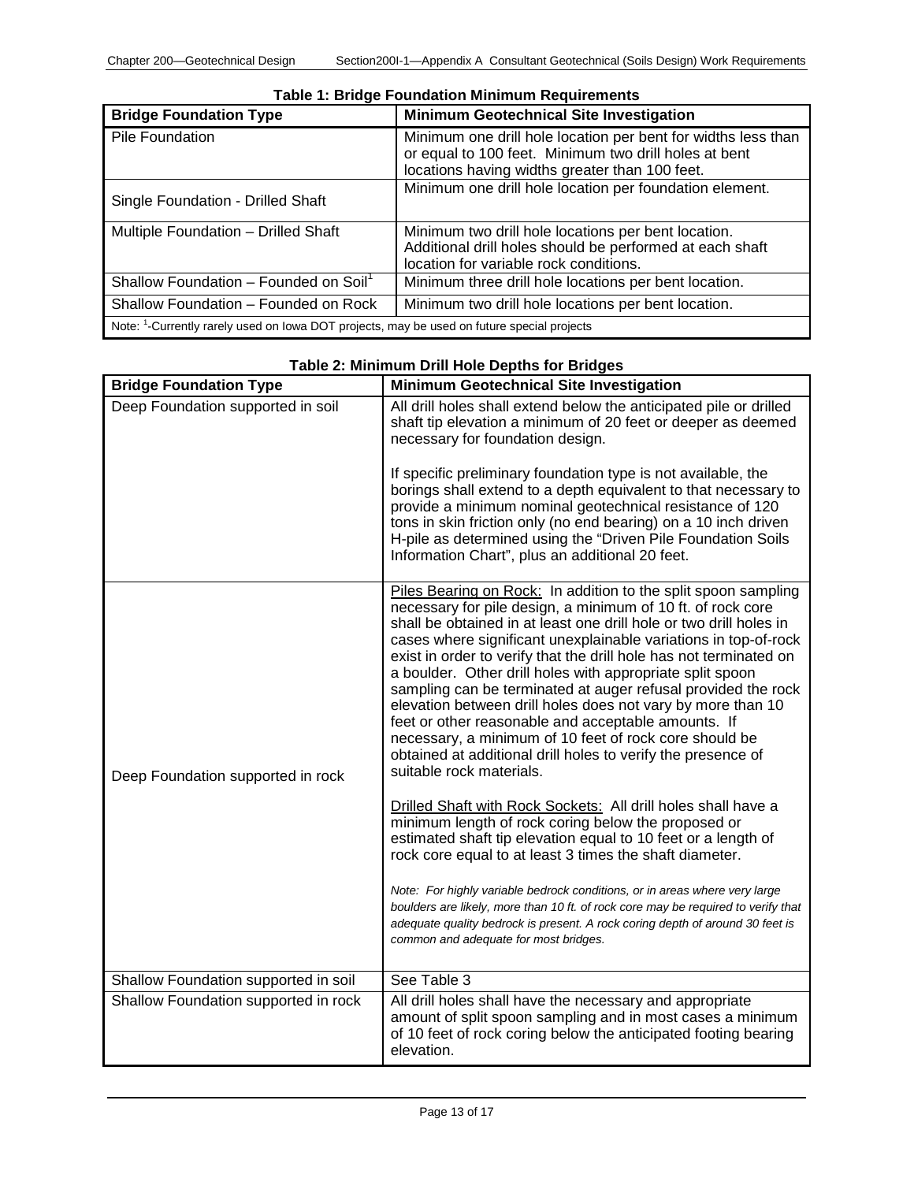**Table 1: Bridge Foundation Minimum Requirements**

| Bridge Foundation Type | Minimum Geotechnical Site Investigation |
|---|---|
| Pile Foundation | Minimum one drill hole location per bent for widths less than or equal to 100 feet. Minimum two drill holes at bent locations having widths greater than 100 feet. |
| Single Foundation - Drilled Shaft | Minimum one drill hole location per foundation element. |
| Multiple Foundation – Drilled Shaft | Minimum two drill hole locations per bent location. Additional drill holes should be performed at each shaft location for variable rock conditions. |
| Shallow Foundation – Founded on Soil[1] | Minimum three drill hole locations per bent location. |
| Shallow Foundation – Founded on Rock | Minimum two drill hole locations per bent location. |
| Note: [1]-Currently rarely used on Iowa DOT projects, may be used on future special projects | |

**Table 2: Minimum Drill Hole Depths for Bridges**

| Bridge Foundation Type | Minimum Geotechnical Site Investigation |
|---|---|
| Deep Foundation supported in soil | All drill holes shall extend below the anticipated pile or drilled shaft tip elevation a minimum of 20 feet or deeper as deemed necessary for foundation design.<br><br>If specific preliminary foundation type is not available, the borings shall extend to a depth equivalent to that necessary to provide a minimum nominal geotechnical resistance of 120 tons in skin friction only (no end bearing) on a 10 inch driven H-pile as determined using the "Driven Pile Foundation Soils Information Chart", plus an additional 20 feet. |
| Deep Foundation supported in rock | <u>Piles Bearing on Rock:</u> In addition to the split spoon sampling necessary for pile design, a minimum of 10 ft. of rock core shall be obtained in at least one drill hole or two drill holes in cases where significant unexplainable variations in top-of-rock exist in order to verify that the drill hole has not terminated on a boulder. Other drill holes with appropriate split spoon sampling can be terminated at auger refusal provided the rock elevation between drill holes does not vary by more than 10 feet or other reasonable and acceptable amounts. If necessary, a minimum of 10 feet of rock core should be obtained at additional drill holes to verify the presence of suitable rock materials.<br><br><u>Drilled Shaft with Rock Sockets:</u> All drill holes shall have a minimum length of rock coring below the proposed or estimated shaft tip elevation equal to 10 feet or a length of rock core equal to at least 3 times the shaft diameter.<br><br>*Note: For highly variable bedrock conditions, or in areas where very large boulders are likely, more than 10 ft. of rock core may be required to verify that adequate quality bedrock is present. A rock coring depth of around 30 feet is common and adequate for most bridges.* |
| Shallow Foundation supported in soil | See Table 3 |
| Shallow Foundation supported in rock | All drill holes shall have the necessary and appropriate amount of split spoon sampling and in most cases a minimum of 10 feet of rock coring below the anticipated footing bearing elevation. |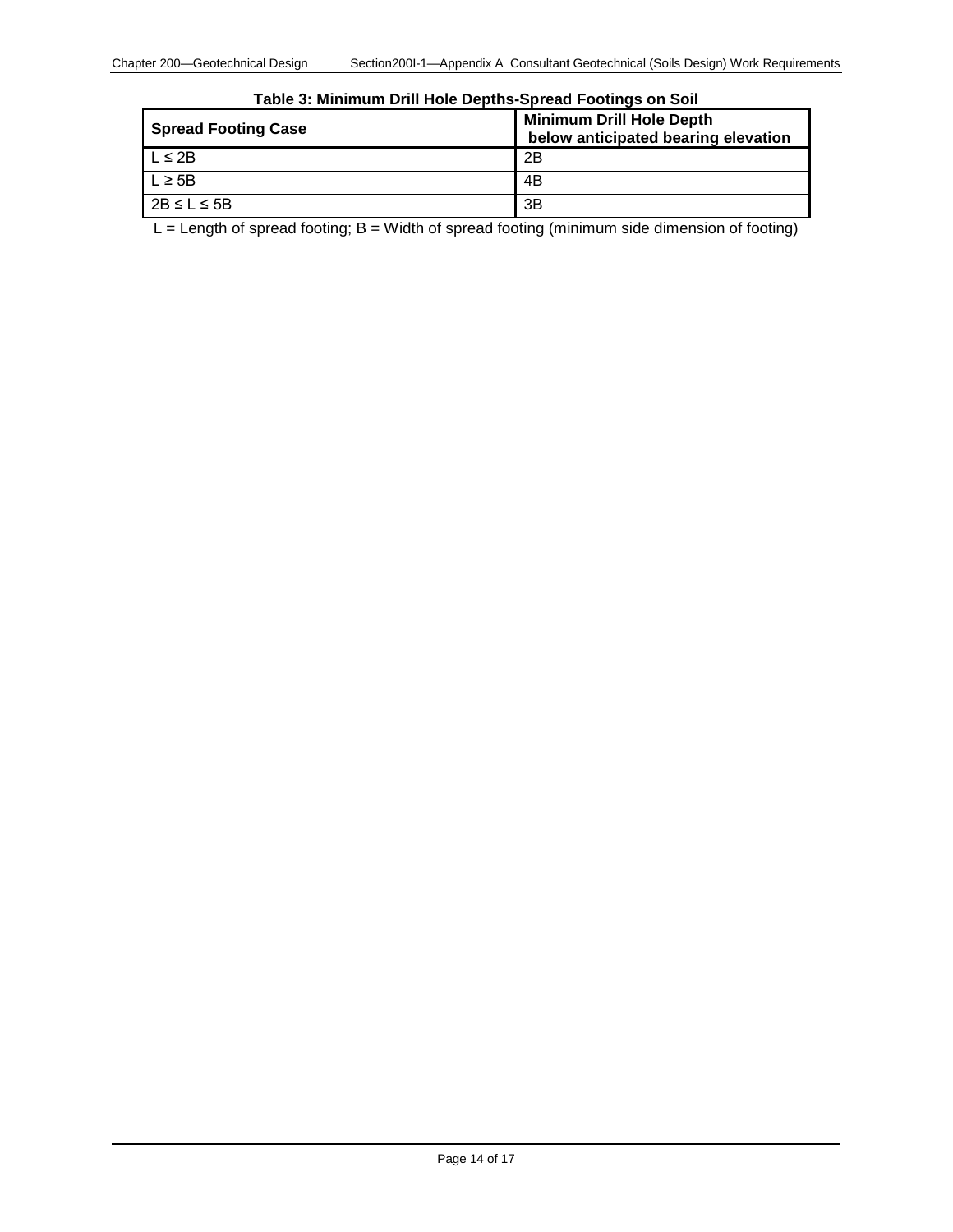**Table 3: Minimum Drill Hole Depths-Spread Footings on Soil**

| Spread Footing Case | Minimum Drill Hole Depth below anticipated bearing elevation |
|---|---|
| L ≤ 2B | 2B |
| L ≥ 5B | 4B |
| 2B ≤ L ≤ 5B | 3B |

L = Length of spread footing; B = Width of spread footing (minimum side dimension of footing)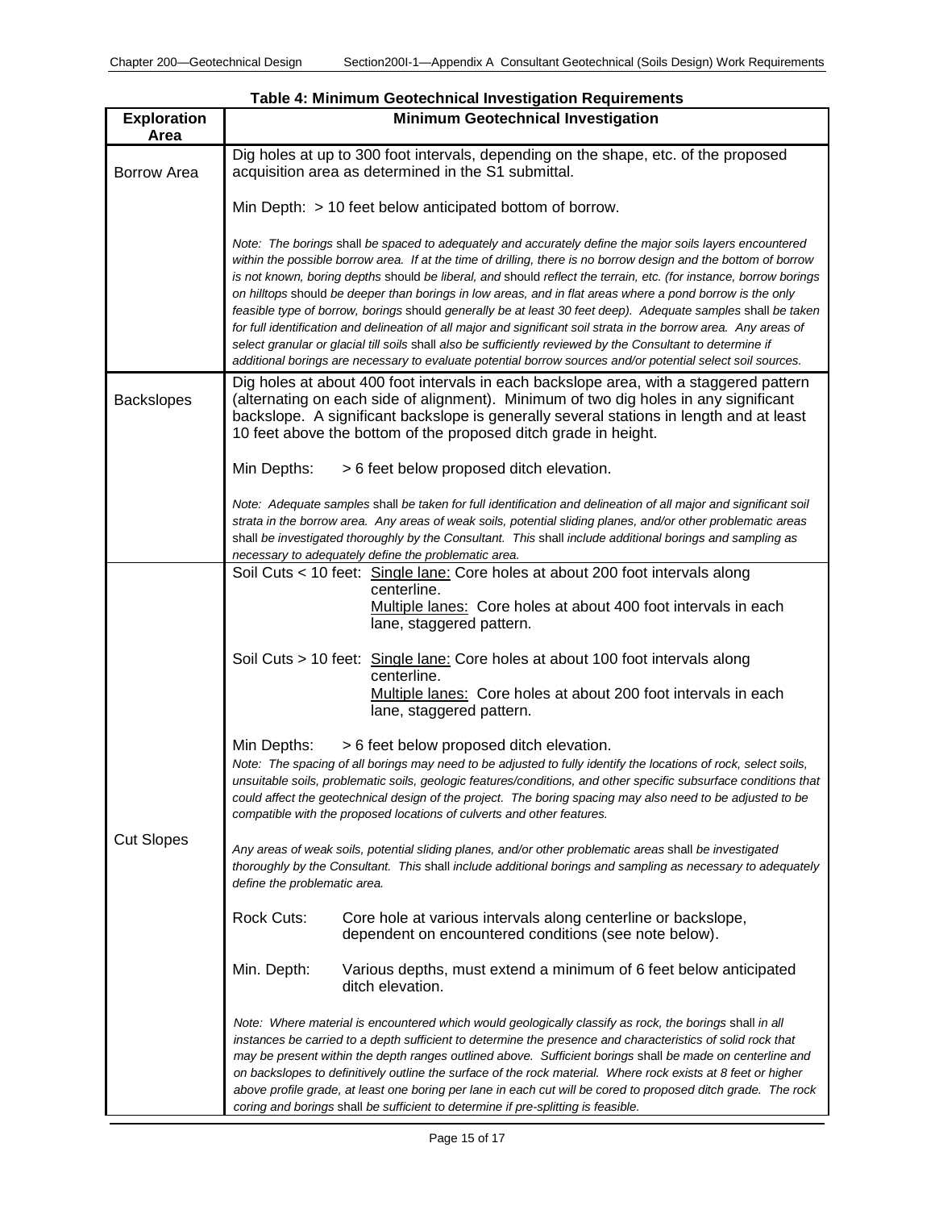**Table 4: Minimum Geotechnical Investigation Requirements**

| Exploration Area | Minimum Geotechnical Investigation |
|---|---|
| Borrow Area | Dig holes at up to 300 foot intervals, depending on the shape, etc. of the proposed acquisition area as determined in the S1 submittal.<br><br>Min Depth: > 10 feet below anticipated bottom of borrow.<br><br>*Note: The borings* shall *be spaced to adequately and accurately define the major soils layers encountered within the possible borrow area. If at the time of drilling, there is no borrow design and the bottom of borrow is not known, boring depths* should *be liberal, and* should *reflect the terrain, etc. (for instance, borrow borings on hilltops* should *be deeper than borings in low areas, and in flat areas where a pond borrow is the only feasible type of borrow, borings* should *generally be at least 30 feet deep). Adequate samples* shall *be taken for full identification and delineation of all major and significant soil strata in the borrow area. Any areas of select granular or glacial till soils* shall *also be sufficiently reviewed by the Consultant to determine if additional borings are necessary to evaluate potential borrow sources and/or potential select soil sources.* |
| Backslopes | Dig holes at about 400 foot intervals in each backslope area, with a staggered pattern (alternating on each side of alignment). Minimum of two dig holes in any significant backslope. A significant backslope is generally several stations in length and at least 10 feet above the bottom of the proposed ditch grade in height.<br><br>Min Depths: > 6 feet below proposed ditch elevation.<br><br>*Note: Adequate samples* shall *be taken for full identification and delineation of all major and significant soil strata in the borrow area. Any areas of weak soils, potential sliding planes, and/or other problematic areas* shall *be investigated thoroughly by the Consultant. This* shall *include additional borings and sampling as necessary to adequately define the problematic area.* |
| Cut Slopes | Soil Cuts < 10 feet: <u>Single lane:</u> Core holes at about 200 foot intervals along centerline.<br><u>Multiple lanes:</u> Core holes at about 400 foot intervals in each lane, staggered pattern.<br><br>Soil Cuts > 10 feet: <u>Single lane:</u> Core holes at about 100 foot intervals along centerline.<br><u>Multiple lanes:</u> Core holes at about 200 foot intervals in each lane, staggered pattern.<br><br>Min Depths: > 6 feet below proposed ditch elevation.<br>*Note: The spacing of all borings may need to be adjusted to fully identify the locations of rock, select soils, unsuitable soils, problematic soils, geologic features/conditions, and other specific subsurface conditions that could affect the geotechnical design of the project. The boring spacing may also need to be adjusted to be compatible with the proposed locations of culverts and other features.*<br><br>*Any areas of weak soils, potential sliding planes, and/or other problematic areas* shall *be investigated thoroughly by the Consultant. This* shall *include additional borings and sampling as necessary to adequately define the problematic area.*<br><br>Rock Cuts: Core hole at various intervals along centerline or backslope, dependent on encountered conditions (see note below).<br><br>Min. Depth: Various depths, must extend a minimum of 6 feet below anticipated ditch elevation.<br><br>*Note: Where material is encountered which would geologically classify as rock, the borings* shall *in all instances be carried to a depth sufficient to determine the presence and characteristics of solid rock that may be present within the depth ranges outlined above. Sufficient borings* shall *be made on centerline and on backslopes to definitively outline the surface of the rock material. Where rock exists at 8 feet or higher above profile grade, at least one boring per lane in each cut will be cored to proposed ditch grade. The rock coring and borings* shall *be sufficient to determine if pre-splitting is feasible.* |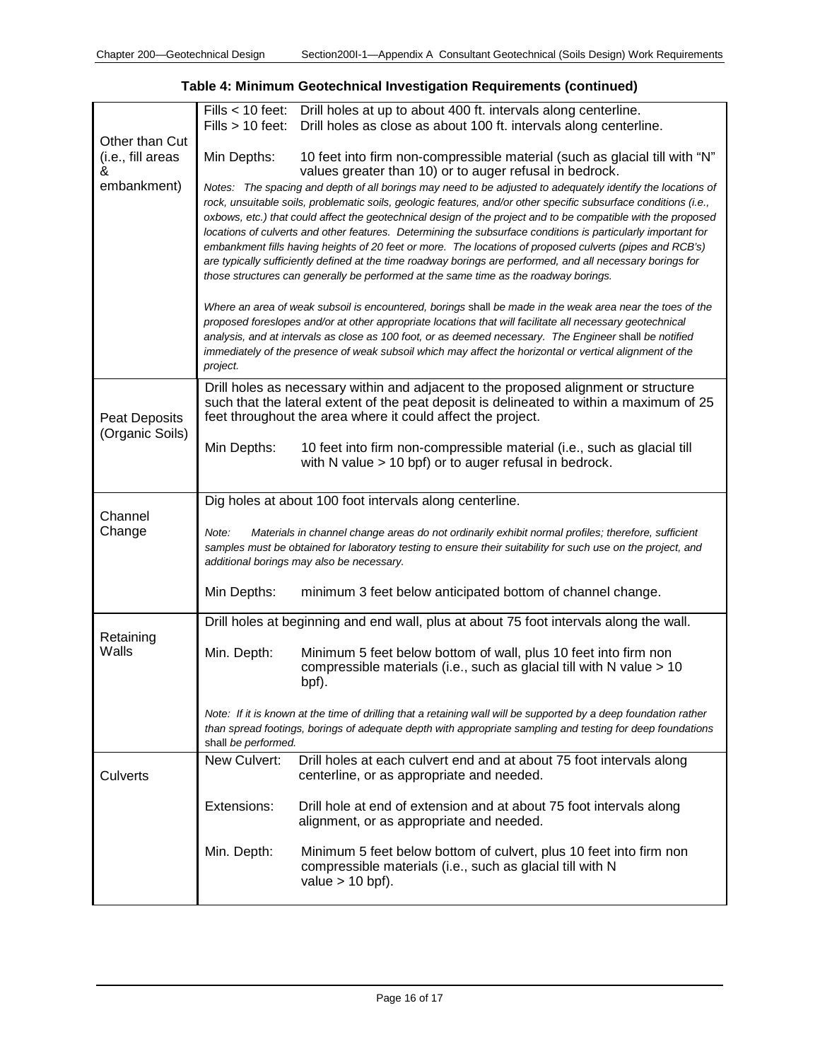**Table 4: Minimum Geotechnical Investigation Requirements (continued)**

| | |
|---|---|
| Other than Cut (i.e., fill areas & embankment) | Fills < 10 feet: Drill holes at up to about 400 ft. intervals along centerline.<br>Fills > 10 feet: Drill holes as close as about 100 ft. intervals along centerline.<br><br>Min Depths: 10 feet into firm non-compressible material (such as glacial till with "N" values greater than 10) or to auger refusal in bedrock.<br><br>*Notes: The spacing and depth of all borings may need to be adjusted to adequately identify the locations of rock, unsuitable soils, problematic soils, geologic features, and/or other specific subsurface conditions (i.e., oxbows, etc.) that could affect the geotechnical design of the project and to be compatible with the proposed locations of culverts and other features. Determining the subsurface conditions is particularly important for embankment fills having heights of 20 feet or more. The locations of proposed culverts (pipes and RCB's) are typically sufficiently defined at the time roadway borings are performed, and all necessary borings for those structures can generally be performed at the same time as the roadway borings.*<br><br>*Where an area of weak subsoil is encountered, borings* shall *be made in the weak area near the toes of the proposed foreslopes and/or at other appropriate locations that will facilitate all necessary geotechnical analysis, and at intervals as close as 100 foot, or as deemed necessary. The Engineer* shall *be notified immediately of the presence of weak subsoil which may affect the horizontal or vertical alignment of the project.* |
| Peat Deposits (Organic Soils) | Drill holes as necessary within and adjacent to the proposed alignment or structure such that the lateral extent of the peat deposit is delineated to within a maximum of 25 feet throughout the area where it could affect the project.<br><br>Min Depths: 10 feet into firm non-compressible material (i.e., such as glacial till with N value > 10 bpf) or to auger refusal in bedrock. |
| Channel Change | Dig holes at about 100 foot intervals along centerline.<br><br>*Note: Materials in channel change areas do not ordinarily exhibit normal profiles; therefore, sufficient samples must be obtained for laboratory testing to ensure their suitability for such use on the project, and additional borings may also be necessary.*<br><br>Min Depths: minimum 3 feet below anticipated bottom of channel change. |
| Retaining Walls | Drill holes at beginning and end wall, plus at about 75 foot intervals along the wall.<br><br>Min. Depth: Minimum 5 feet below bottom of wall, plus 10 feet into firm non compressible materials (i.e., such as glacial till with N value > 10 bpf).<br><br>*Note: If it is known at the time of drilling that a retaining wall will be supported by a deep foundation rather than spread footings, borings of adequate depth with appropriate sampling and testing for deep foundations* shall *be performed.* |
| Culverts | New Culvert: Drill holes at each culvert end and at about 75 foot intervals along centerline, or as appropriate and needed.<br><br>Extensions: Drill hole at end of extension and at about 75 foot intervals along alignment, or as appropriate and needed.<br><br>Min. Depth: Minimum 5 feet below bottom of culvert, plus 10 feet into firm non compressible materials (i.e., such as glacial till with N value > 10 bpf). |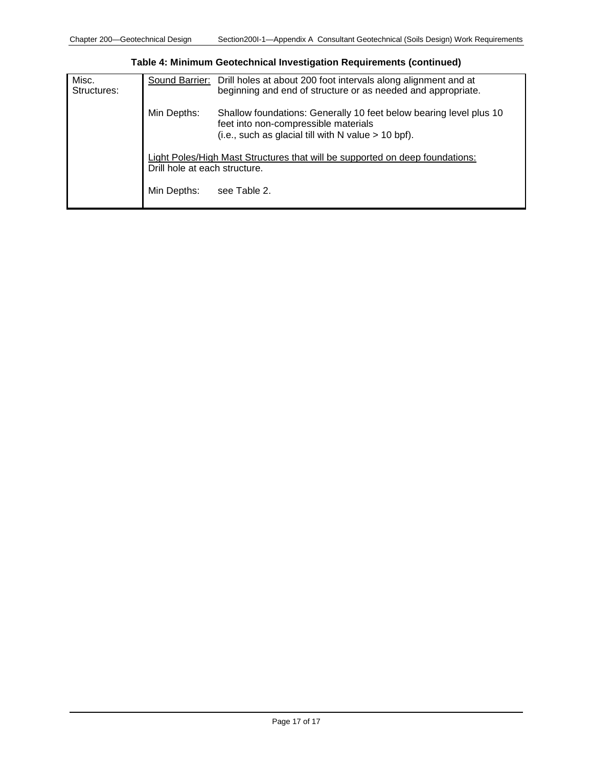**Table 4: Minimum Geotechnical Investigation Requirements (continued)**

| | | |
|---|---|---|
| Misc. Structures: | Sound Barrier: | Drill holes at about 200 foot intervals along alignment and at beginning and end of structure or as needed and appropriate. |
| | Min Depths: | Shallow foundations: Generally 10 feet below bearing level plus 10 feet into non-compressible materials (i.e., such as glacial till with N value > 10 bpf). |
| | Light Poles/High Mast Structures that will be supported on deep foundations: Drill hole at each structure. | |
| | Min Depths: | see Table 2. |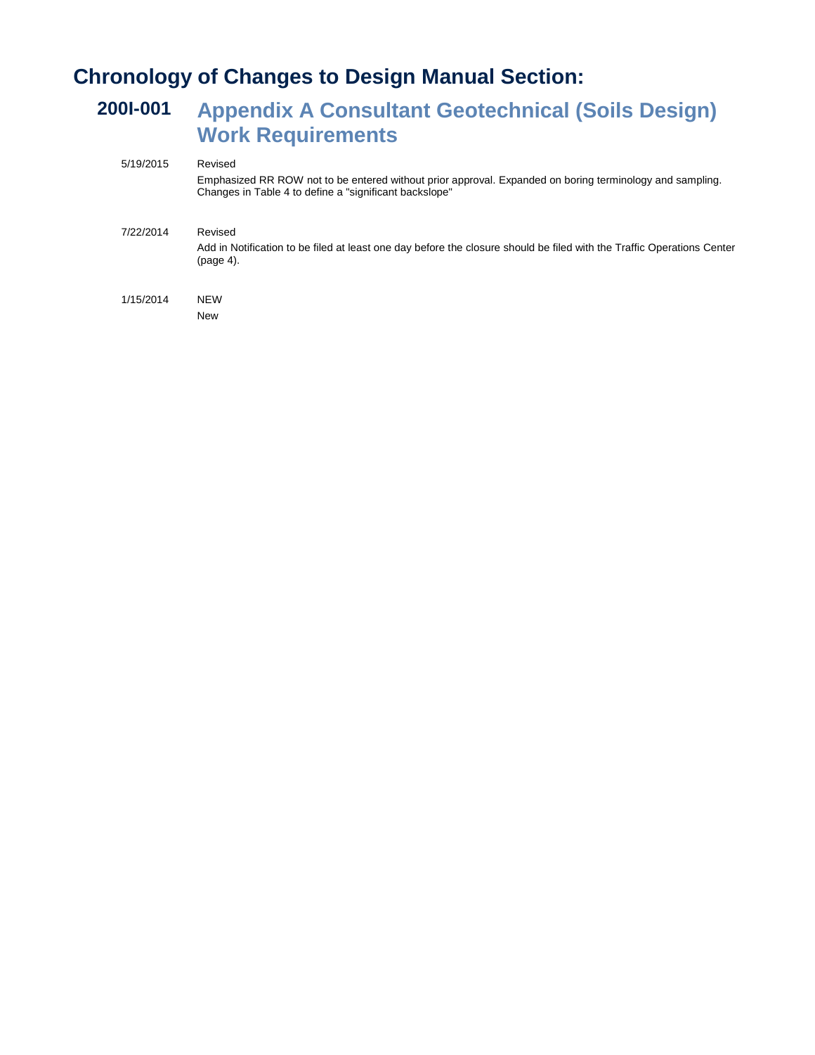# Chronology of Changes to Design Manual Section:

## 200I-001 Appendix A Consultant Geotechnical (Soils Design) Work Requirements

5/19/2015 Revised

Emphasized RR ROW not to be entered without prior approval. Expanded on boring terminology and sampling. Changes in Table 4 to define a "significant backslope"

7/22/2014 Revised

Add in Notification to be filed at least one day before the closure should be filed with the Traffic Operations Center (page 4).

1/15/2014 NEW

New